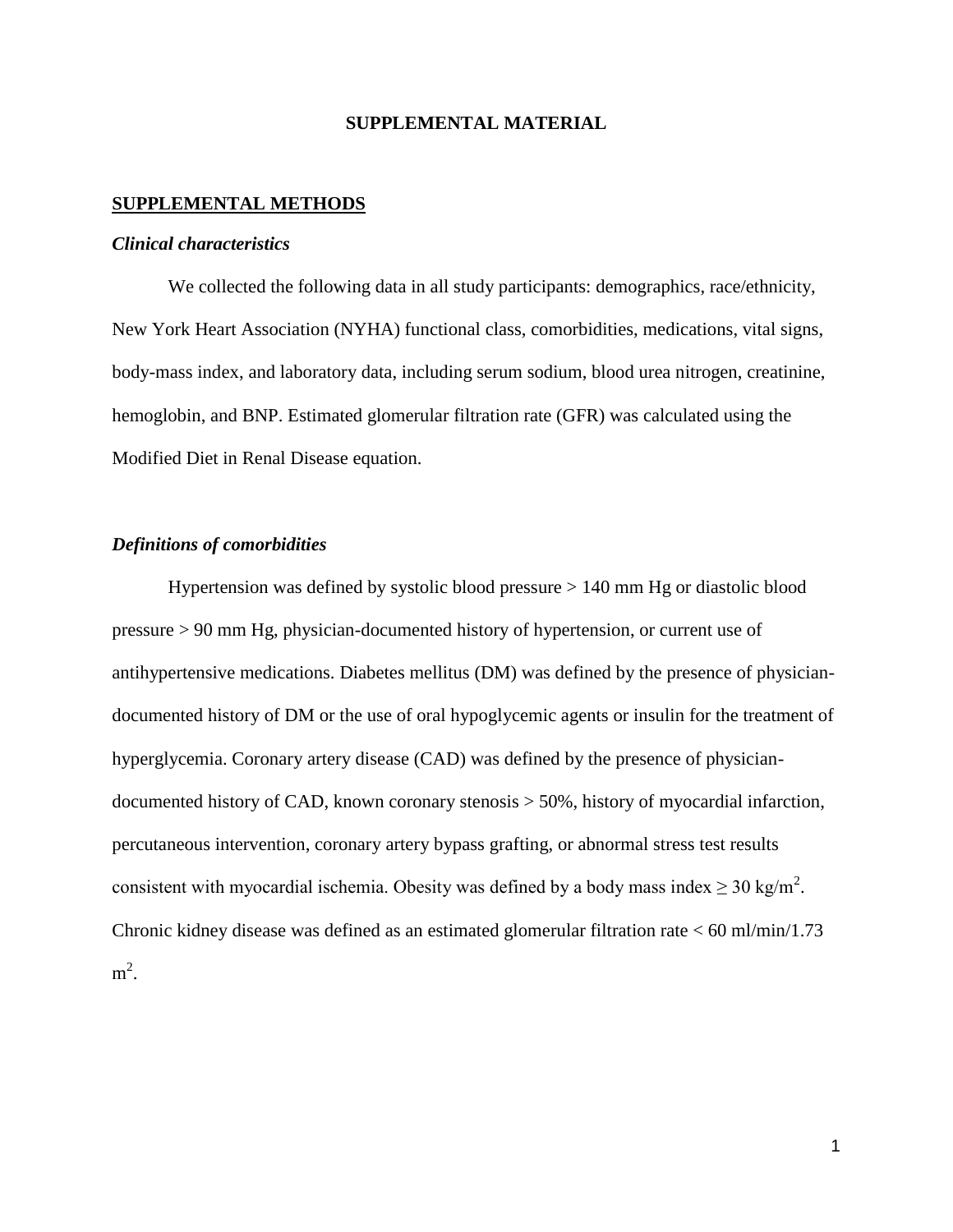# SUPPLEMENTAL MATERIAL

## SUPPLEMENTAL METHODS

### *Clinical characteristics*

We collected the following data in all study participants: demographics, race/ethnicity, New York Heart Association (NYHA) functional class, comorbidities, medications, vital signs, body-mass index, and laboratory data, including serum sodium, blood urea nitrogen, creatinine, hemoglobin, and BNP. Estimated glomerular filtration rate (GFR) was calculated using the Modified Diet in Renal Disease equation.

### *Definitions of comorbidities*

Hypertension was defined by systolic blood pressure > 140 mm Hg or diastolic blood pressure > 90 mm Hg, physician-documented history of hypertension, or current use of antihypertensive medications. Diabetes mellitus (DM) was defined by the presence of physician-documented history of DM or the use of oral hypoglycemic agents or insulin for the treatment of hyperglycemia. Coronary artery disease (CAD) was defined by the presence of physician-documented history of CAD, known coronary stenosis > 50%, history of myocardial infarction, percutaneous intervention, coronary artery bypass grafting, or abnormal stress test results consistent with myocardial ischemia. Obesity was defined by a body mass index $\geq 30$ kg/m$^2$. Chronic kidney disease was defined as an estimated glomerular filtration rate < 60 ml/min/1.73 m$^2$.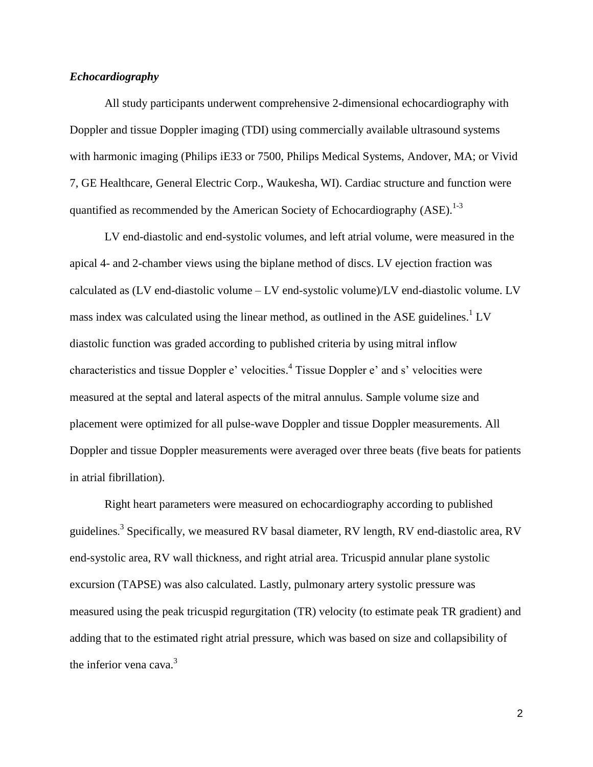*Echocardiography*

All study participants underwent comprehensive 2-dimensional echocardiography with Doppler and tissue Doppler imaging (TDI) using commercially available ultrasound systems with harmonic imaging (Philips iE33 or 7500, Philips Medical Systems, Andover, MA; or Vivid 7, GE Healthcare, General Electric Corp., Waukesha, WI). Cardiac structure and function were quantified as recommended by the American Society of Echocardiography (ASE).[1-3]

LV end-diastolic and end-systolic volumes, and left atrial volume, were measured in the apical 4- and 2-chamber views using the biplane method of discs. LV ejection fraction was calculated as (LV end-diastolic volume – LV end-systolic volume)/LV end-diastolic volume. LV mass index was calculated using the linear method, as outlined in the ASE guidelines.[1] LV diastolic function was graded according to published criteria by using mitral inflow characteristics and tissue Doppler e' velocities.[4] Tissue Doppler e' and s' velocities were measured at the septal and lateral aspects of the mitral annulus. Sample volume size and placement were optimized for all pulse-wave Doppler and tissue Doppler measurements. All Doppler and tissue Doppler measurements were averaged over three beats (five beats for patients in atrial fibrillation).

Right heart parameters were measured on echocardiography according to published guidelines.[3] Specifically, we measured RV basal diameter, RV length, RV end-diastolic area, RV end-systolic area, RV wall thickness, and right atrial area. Tricuspid annular plane systolic excursion (TAPSE) was also calculated. Lastly, pulmonary artery systolic pressure was measured using the peak tricuspid regurgitation (TR) velocity (to estimate peak TR gradient) and adding that to the estimated right atrial pressure, which was based on size and collapsibility of the inferior vena cava.[3]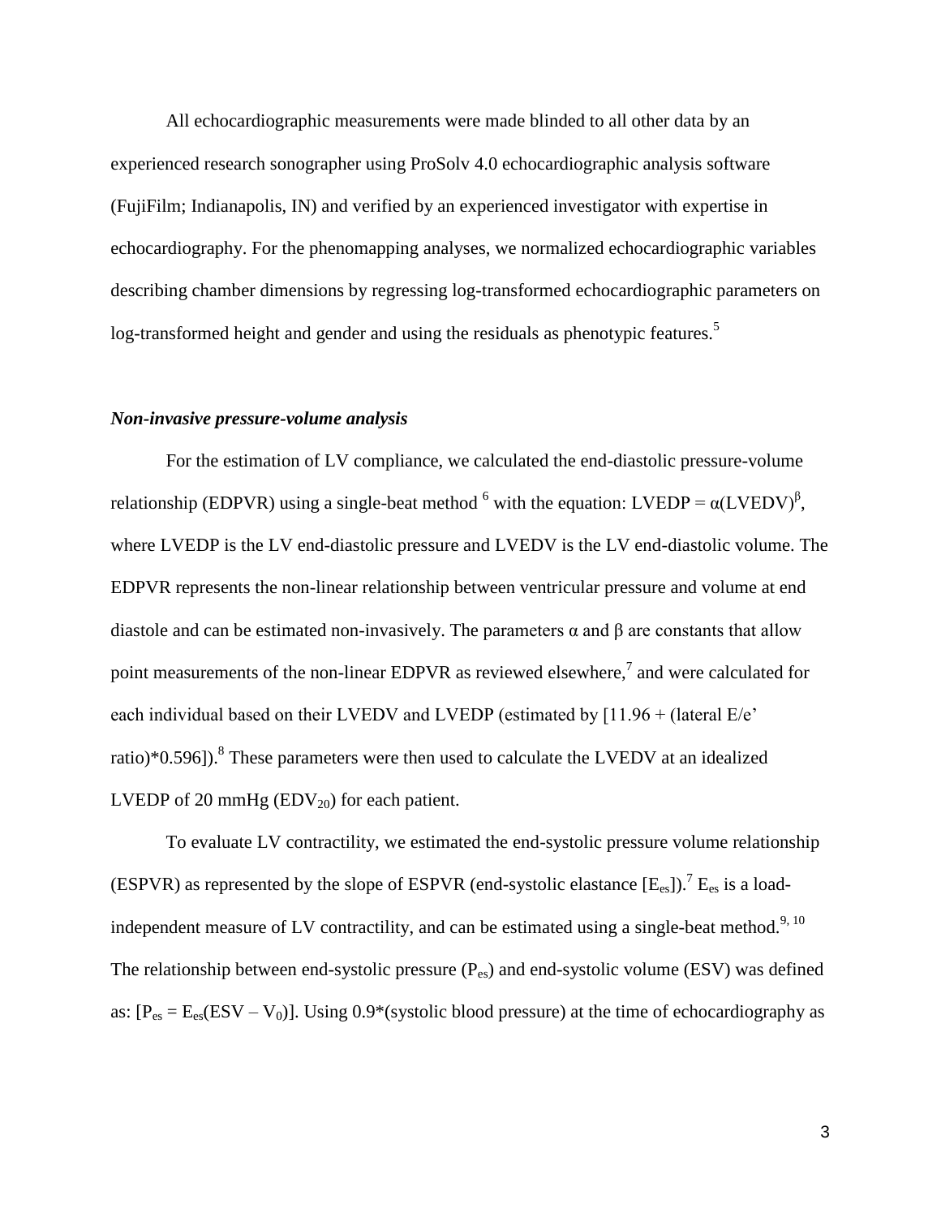All echocardiographic measurements were made blinded to all other data by an experienced research sonographer using ProSolv 4.0 echocardiographic analysis software (FujiFilm; Indianapolis, IN) and verified by an experienced investigator with expertise in echocardiography. For the phenomapping analyses, we normalized echocardiographic variables describing chamber dimensions by regressing log-transformed echocardiographic parameters on log-transformed height and gender and using the residuals as phenotypic features.[5]

### *Non-invasive pressure-volume analysis*

For the estimation of LV compliance, we calculated the end-diastolic pressure-volume relationship (EDPVR) using a single-beat method [6] with the equation: $LVEDP = \alpha(LVEDV)^{\beta}$, where LVEDP is the LV end-diastolic pressure and LVEDV is the LV end-diastolic volume. The EDPVR represents the non-linear relationship between ventricular pressure and volume at end diastole and can be estimated non-invasively. The parameters α and β are constants that allow point measurements of the non-linear EDPVR as reviewed elsewhere,[7] and were calculated for each individual based on their LVEDV and LVEDP (estimated by [11.96 + (lateral E/e' ratio)*0.596]).[8] These parameters were then used to calculate the LVEDV at an idealized LVEDP of 20 mmHg ($EDV_{20}$) for each patient.

To evaluate LV contractility, we estimated the end-systolic pressure volume relationship (ESPVR) as represented by the slope of ESPVR (end-systolic elastance [$E_{es}$]).[7] $E_{es}$ is a load-independent measure of LV contractility, and can be estimated using a single-beat method.[9, 10] The relationship between end-systolic pressure ($P_{es}$) and end-systolic volume (ESV) was defined as: [$P_{es} = E_{es}(ESV - V_0)$]. Using 0.9*(systolic blood pressure) at the time of echocardiography as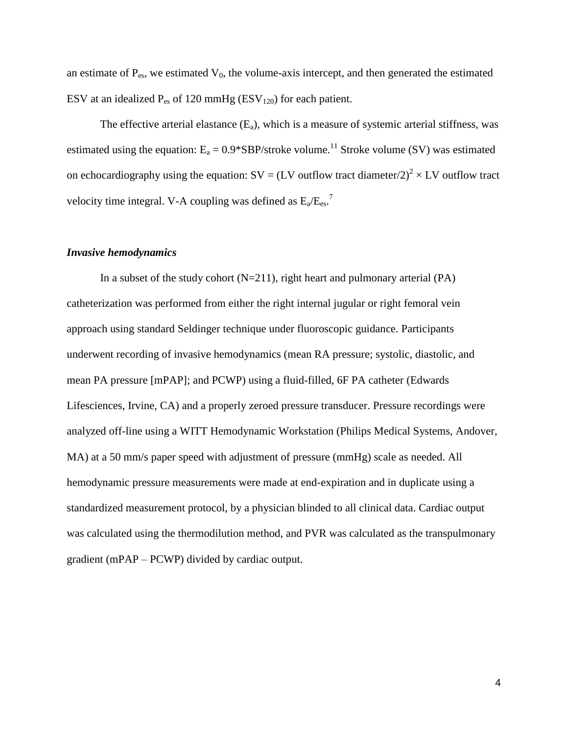an estimate of $P_{es}$, we estimated $V_0$, the volume-axis intercept, and then generated the estimated ESV at an idealized $P_{es}$ of 120 mmHg ($ESV_{120}$) for each patient.

The effective arterial elastance ($E_a$), which is a measure of systemic arterial stiffness, was estimated using the equation: $E_a = 0.9*SBP/\text{stroke volume}$.[11] Stroke volume (SV) was estimated on echocardiography using the equation: $SV = (\text{LV outflow tract diameter}/2)^2 \times$ LV outflow tract velocity time integral. V-A coupling was defined as $E_a/E_{es}$.[7]

### *Invasive hemodynamics*

In a subset of the study cohort (N=211), right heart and pulmonary arterial (PA) catheterization was performed from either the right internal jugular or right femoral vein approach using standard Seldinger technique under fluoroscopic guidance. Participants underwent recording of invasive hemodynamics (mean RA pressure; systolic, diastolic, and mean PA pressure [mPAP]; and PCWP) using a fluid-filled, 6F PA catheter (Edwards Lifesciences, Irvine, CA) and a properly zeroed pressure transducer. Pressure recordings were analyzed off-line using a WITT Hemodynamic Workstation (Philips Medical Systems, Andover, MA) at a 50 mm/s paper speed with adjustment of pressure (mmHg) scale as needed. All hemodynamic pressure measurements were made at end-expiration and in duplicate using a standardized measurement protocol, by a physician blinded to all clinical data. Cardiac output was calculated using the thermodilution method, and PVR was calculated as the transpulmonary gradient (mPAP – PCWP) divided by cardiac output.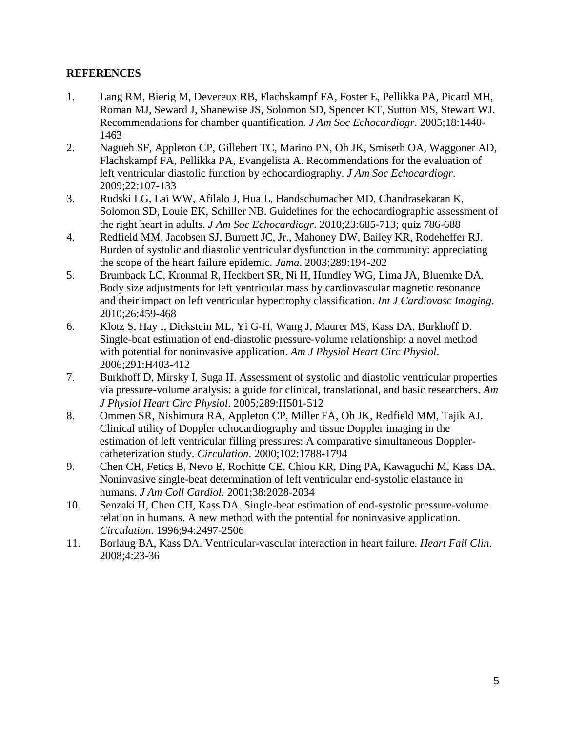## REFERENCES

1. Lang RM, Bierig M, Devereux RB, Flachskampf FA, Foster E, Pellikka PA, Picard MH, Roman MJ, Seward J, Shanewise JS, Solomon SD, Spencer KT, Sutton MS, Stewart WJ. Recommendations for chamber quantification. *J Am Soc Echocardiogr*. 2005;18:1440-1463
2. Nagueh SF, Appleton CP, Gillebert TC, Marino PN, Oh JK, Smiseth OA, Waggoner AD, Flachskampf FA, Pellikka PA, Evangelista A. Recommendations for the evaluation of left ventricular diastolic function by echocardiography. *J Am Soc Echocardiogr*. 2009;22:107-133
3. Rudski LG, Lai WW, Afilalo J, Hua L, Handschumacher MD, Chandrasekaran K, Solomon SD, Louie EK, Schiller NB. Guidelines for the echocardiographic assessment of the right heart in adults. *J Am Soc Echocardiogr*. 2010;23:685-713; quiz 786-688
4. Redfield MM, Jacobsen SJ, Burnett JC, Jr., Mahoney DW, Bailey KR, Rodeheffer RJ. Burden of systolic and diastolic ventricular dysfunction in the community: appreciating the scope of the heart failure epidemic. *Jama*. 2003;289:194-202
5. Brumback LC, Kronmal R, Heckbert SR, Ni H, Hundley WG, Lima JA, Bluemke DA. Body size adjustments for left ventricular mass by cardiovascular magnetic resonance and their impact on left ventricular hypertrophy classification. *Int J Cardiovasc Imaging*. 2010;26:459-468
6. Klotz S, Hay I, Dickstein ML, Yi G-H, Wang J, Maurer MS, Kass DA, Burkhoff D. Single-beat estimation of end-diastolic pressure-volume relationship: a novel method with potential for noninvasive application. *Am J Physiol Heart Circ Physiol*. 2006;291:H403-412
7. Burkhoff D, Mirsky I, Suga H. Assessment of systolic and diastolic ventricular properties via pressure-volume analysis: a guide for clinical, translational, and basic researchers. *Am J Physiol Heart Circ Physiol*. 2005;289:H501-512
8. Ommen SR, Nishimura RA, Appleton CP, Miller FA, Oh JK, Redfield MM, Tajik AJ. Clinical utility of Doppler echocardiography and tissue Doppler imaging in the estimation of left ventricular filling pressures: A comparative simultaneous Doppler-catheterization study. *Circulation*. 2000;102:1788-1794
9. Chen CH, Fetics B, Nevo E, Rochitte CE, Chiou KR, Ding PA, Kawaguchi M, Kass DA. Noninvasive single-beat determination of left ventricular end-systolic elastance in humans. *J Am Coll Cardiol*. 2001;38:2028-2034
10. Senzaki H, Chen CH, Kass DA. Single-beat estimation of end-systolic pressure-volume relation in humans. A new method with the potential for noninvasive application. *Circulation*. 1996;94:2497-2506
11. Borlaug BA, Kass DA. Ventricular-vascular interaction in heart failure. *Heart Fail Clin*. 2008;4:23-36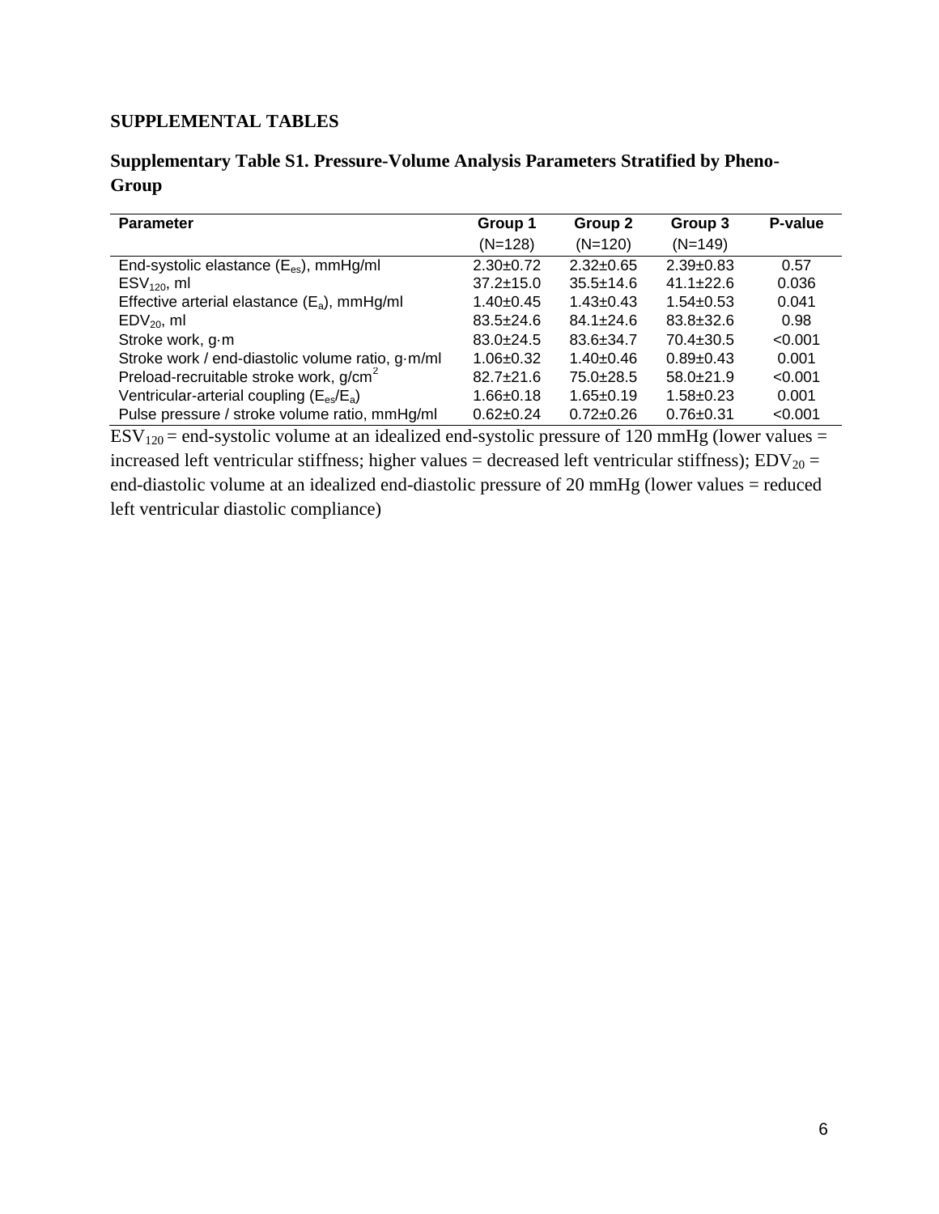## SUPPLEMENTAL TABLES

### Supplementary Table S1. Pressure-Volume Analysis Parameters Stratified by Pheno-Group

| Parameter | Group 1 (N=128) | Group 2 (N=120) | Group 3 (N=149) | P-value |
|---|---|---|---|---|
| End-systolic elastance ($E_{es}$), mmHg/ml | 2.30±0.72 | 2.32±0.65 | 2.39±0.83 | 0.57 |
| $ESV_{120}$, ml | 37.2±15.0 | 35.5±14.6 | 41.1±22.6 | 0.036 |
| Effective arterial elastance ($E_a$), mmHg/ml | 1.40±0.45 | 1.43±0.43 | 1.54±0.53 | 0.041 |
| $EDV_{20}$, ml | 83.5±24.6 | 84.1±24.6 | 83.8±32.6 | 0.98 |
| Stroke work, g·m | 83.0±24.5 | 83.6±34.7 | 70.4±30.5 | <0.001 |
| Stroke work / end-diastolic volume ratio, g·m/ml | 1.06±0.32 | 1.40±0.46 | 0.89±0.43 | 0.001 |
| Preload-recruitable stroke work, $g/cm^2$ | 82.7±21.6 | 75.0±28.5 | 58.0±21.9 | <0.001 |
| Ventricular-arterial coupling ($E_{es}/E_a$) | 1.66±0.18 | 1.65±0.19 | 1.58±0.23 | 0.001 |
| Pulse pressure / stroke volume ratio, mmHg/ml | 0.62±0.24 | 0.72±0.26 | 0.76±0.31 | <0.001 |

$ESV_{120}$ = end-systolic volume at an idealized end-systolic pressure of 120 mmHg (lower values = increased left ventricular stiffness; higher values = decreased left ventricular stiffness); $EDV_{20}$ = end-diastolic volume at an idealized end-diastolic pressure of 20 mmHg (lower values = reduced left ventricular diastolic compliance)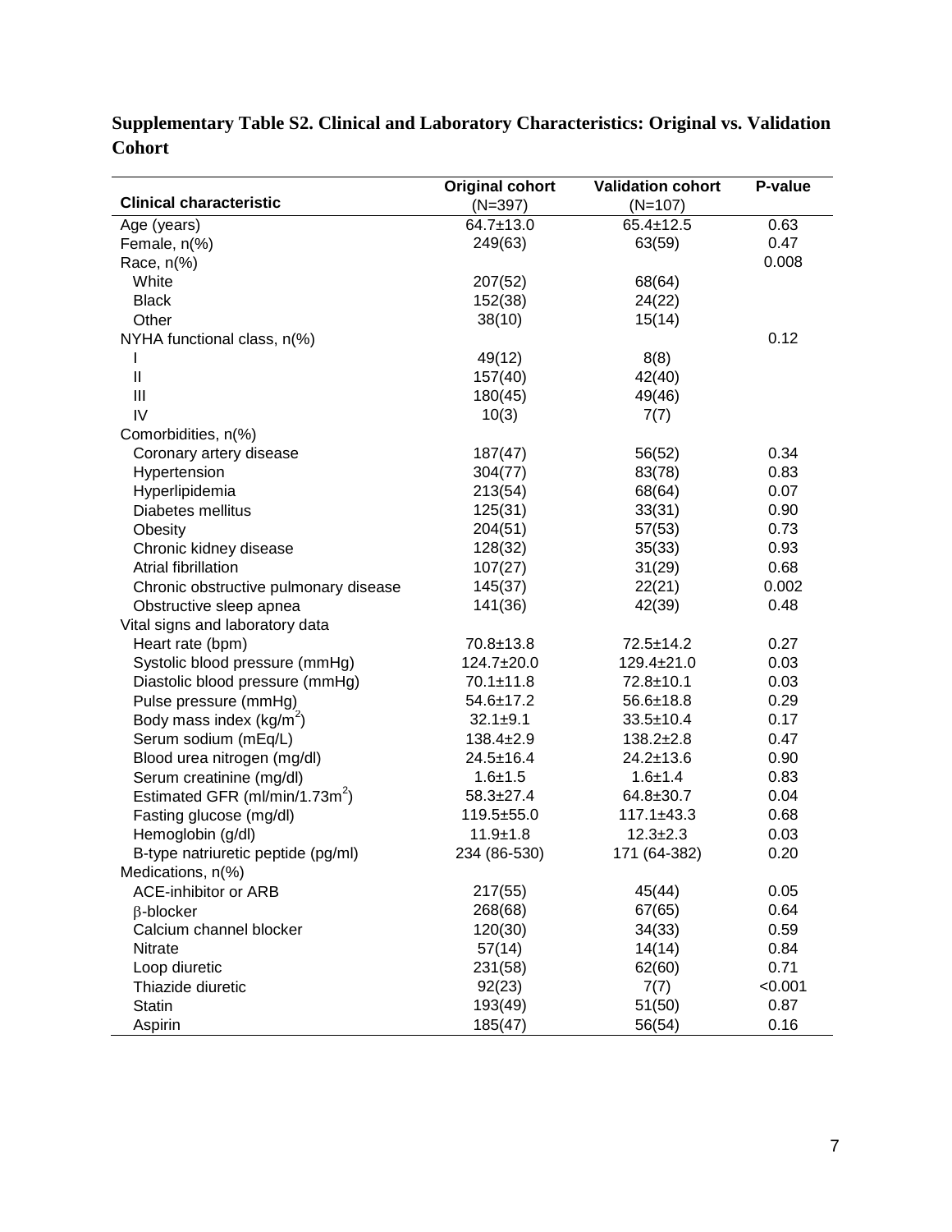**Supplementary Table S2. Clinical and Laboratory Characteristics: Original vs. Validation Cohort**

| Clinical characteristic | Original cohort (N=397) | Validation cohort (N=107) | P-value |
|---|---|---|---|
| Age (years) | 64.7±13.0 | 65.4±12.5 | 0.63 |
| Female, n(%) | 249(63) | 63(59) | 0.47 |
| Race, n(%) | | | 0.008 |
| White | 207(52) | 68(64) | |
| Black | 152(38) | 24(22) | |
| Other | 38(10) | 15(14) | |
| NYHA functional class, n(%) | | | 0.12 |
| I | 49(12) | 8(8) | |
| II | 157(40) | 42(40) | |
| III | 180(45) | 49(46) | |
| IV | 10(3) | 7(7) | |
| Comorbidities, n(%) | | | |
| Coronary artery disease | 187(47) | 56(52) | 0.34 |
| Hypertension | 304(77) | 83(78) | 0.83 |
| Hyperlipidemia | 213(54) | 68(64) | 0.07 |
| Diabetes mellitus | 125(31) | 33(31) | 0.90 |
| Obesity | 204(51) | 57(53) | 0.73 |
| Chronic kidney disease | 128(32) | 35(33) | 0.93 |
| Atrial fibrillation | 107(27) | 31(29) | 0.68 |
| Chronic obstructive pulmonary disease | 145(37) | 22(21) | 0.002 |
| Obstructive sleep apnea | 141(36) | 42(39) | 0.48 |
| Vital signs and laboratory data | | | |
| Heart rate (bpm) | 70.8±13.8 | 72.5±14.2 | 0.27 |
| Systolic blood pressure (mmHg) | 124.7±20.0 | 129.4±21.0 | 0.03 |
| Diastolic blood pressure (mmHg) | 70.1±11.8 | 72.8±10.1 | 0.03 |
| Pulse pressure (mmHg) | 54.6±17.2 | 56.6±18.8 | 0.29 |
| Body mass index ($kg/m^2$) | 32.1±9.1 | 33.5±10.4 | 0.17 |
| Serum sodium (mEq/L) | 138.4±2.9 | 138.2±2.8 | 0.47 |
| Blood urea nitrogen (mg/dl) | 24.5±16.4 | 24.2±13.6 | 0.90 |
| Serum creatinine (mg/dl) | 1.6±1.5 | 1.6±1.4 | 0.83 |
| Estimated GFR ($ml/min/1.73m^2$) | 58.3±27.4 | 64.8±30.7 | 0.04 |
| Fasting glucose (mg/dl) | 119.5±55.0 | 117.1±43.3 | 0.68 |
| Hemoglobin (g/dl) | 11.9±1.8 | 12.3±2.3 | 0.03 |
| B-type natriuretic peptide (pg/ml) | 234 (86-530) | 171 (64-382) | 0.20 |
| Medications, n(%) | | | |
| ACE-inhibitor or ARB | 217(55) | 45(44) | 0.05 |
| β-blocker | 268(68) | 67(65) | 0.64 |
| Calcium channel blocker | 120(30) | 34(33) | 0.59 |
| Nitrate | 57(14) | 14(14) | 0.84 |
| Loop diuretic | 231(58) | 62(60) | 0.71 |
| Thiazide diuretic | 92(23) | 7(7) | <0.001 |
| Statin | 193(49) | 51(50) | 0.87 |
| Aspirin | 185(47) | 56(54) | 0.16 |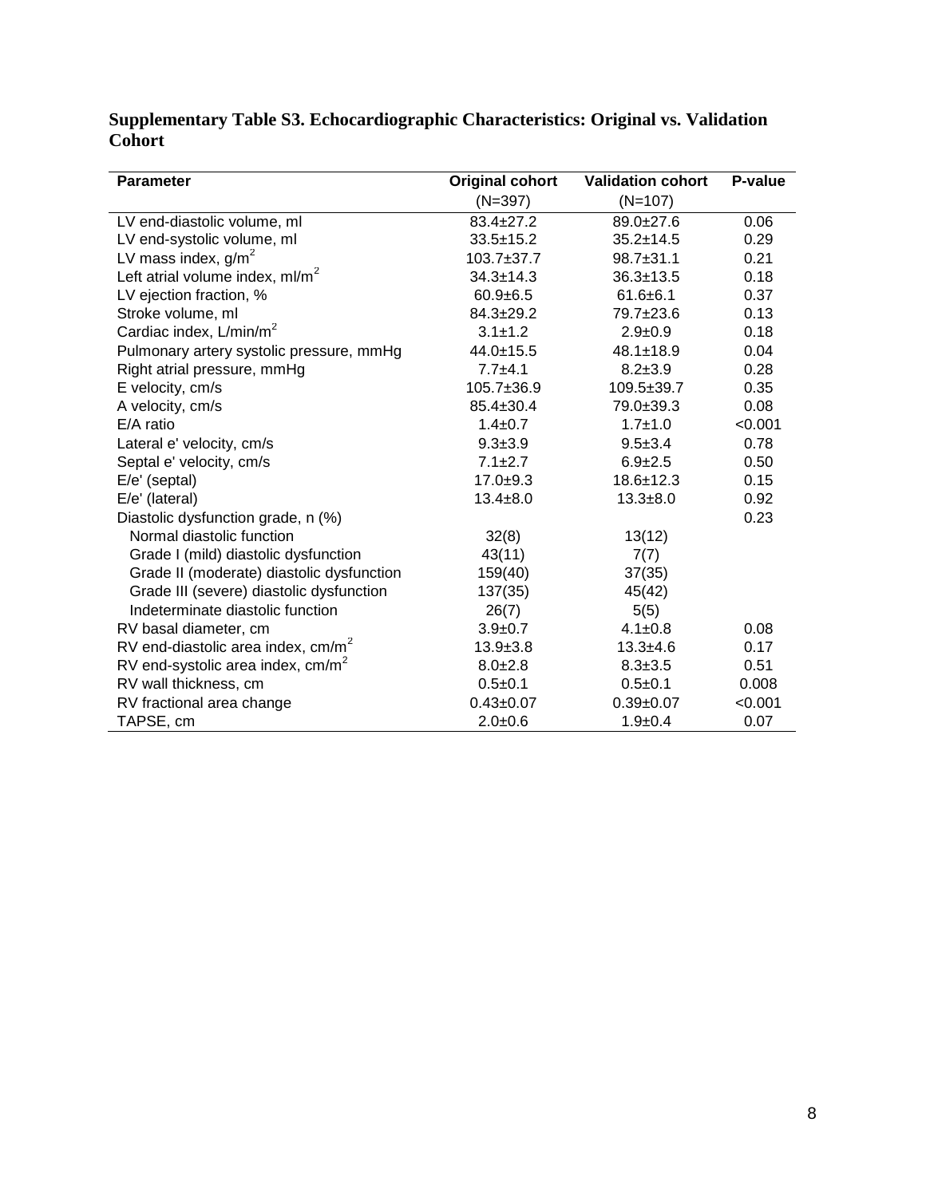**Supplementary Table S3. Echocardiographic Characteristics: Original vs. Validation Cohort**

| Parameter | Original cohort (N=397) | Validation cohort (N=107) | P-value |
|---|---|---|---|
| LV end-diastolic volume, ml | 83.4±27.2 | 89.0±27.6 | 0.06 |
| LV end-systolic volume, ml | 33.5±15.2 | 35.2±14.5 | 0.29 |
| LV mass index, g/m$^2$ | 103.7±37.7 | 98.7±31.1 | 0.21 |
| Left atrial volume index, ml/m$^2$ | 34.3±14.3 | 36.3±13.5 | 0.18 |
| LV ejection fraction, % | 60.9±6.5 | 61.6±6.1 | 0.37 |
| Stroke volume, ml | 84.3±29.2 | 79.7±23.6 | 0.13 |
| Cardiac index, L/min/m$^2$ | 3.1±1.2 | 2.9±0.9 | 0.18 |
| Pulmonary artery systolic pressure, mmHg | 44.0±15.5 | 48.1±18.9 | 0.04 |
| Right atrial pressure, mmHg | 7.7±4.1 | 8.2±3.9 | 0.28 |
| E velocity, cm/s | 105.7±36.9 | 109.5±39.7 | 0.35 |
| A velocity, cm/s | 85.4±30.4 | 79.0±39.3 | 0.08 |
| E/A ratio | 1.4±0.7 | 1.7±1.0 | <0.001 |
| Lateral e' velocity, cm/s | 9.3±3.9 | 9.5±3.4 | 0.78 |
| Septal e' velocity, cm/s | 7.1±2.7 | 6.9±2.5 | 0.50 |
| E/e' (septal) | 17.0±9.3 | 18.6±12.3 | 0.15 |
| E/e' (lateral) | 13.4±8.0 | 13.3±8.0 | 0.92 |
| Diastolic dysfunction grade, n (%) | | | 0.23 |
| Normal diastolic function | 32(8) | 13(12) | |
| Grade I (mild) diastolic dysfunction | 43(11) | 7(7) | |
| Grade II (moderate) diastolic dysfunction | 159(40) | 37(35) | |
| Grade III (severe) diastolic dysfunction | 137(35) | 45(42) | |
| Indeterminate diastolic function | 26(7) | 5(5) | |
| RV basal diameter, cm | 3.9±0.7 | 4.1±0.8 | 0.08 |
| RV end-diastolic area index, cm/m$^2$ | 13.9±3.8 | 13.3±4.6 | 0.17 |
| RV end-systolic area index, cm/m$^2$ | 8.0±2.8 | 8.3±3.5 | 0.51 |
| RV wall thickness, cm | 0.5±0.1 | 0.5±0.1 | 0.008 |
| RV fractional area change | 0.43±0.07 | 0.39±0.07 | <0.001 |
| TAPSE, cm | 2.0±0.6 | 1.9±0.4 | 0.07 |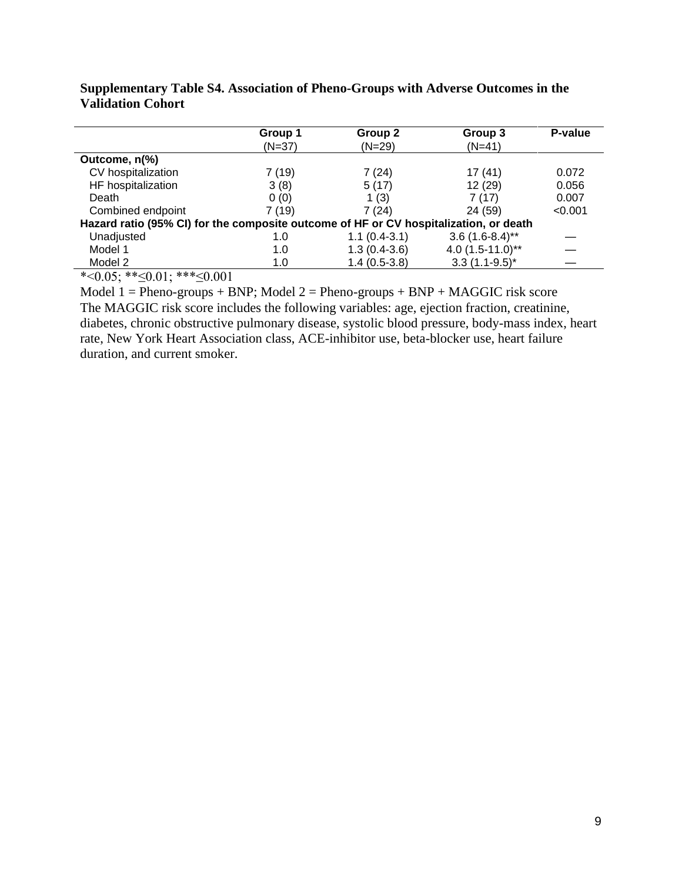**Supplementary Table S4. Association of Pheno-Groups with Adverse Outcomes in the Validation Cohort**

| | Group 1 (N=37) | Group 2 (N=29) | Group 3 (N=41) | P-value |
|---|---|---|---|---|
| **Outcome, n(%)** | | | | |
| CV hospitalization | 7 (19) | 7 (24) | 17 (41) | 0.072 |
| HF hospitalization | 3 (8) | 5 (17) | 12 (29) | 0.056 |
| Death | 0 (0) | 1 (3) | 7 (17) | 0.007 |
| Combined endpoint | 7 (19) | 7 (24) | 24 (59) | <0.001 |
| **Hazard ratio (95% CI) for the composite outcome of HF or CV hospitalization, or death** | | | | |
| Unadjusted | 1.0 | 1.1 (0.4-3.1) | 3.6 (1.6-8.4)** | — |
| Model 1 | 1.0 | 1.3 (0.4-3.6) | 4.0 (1.5-11.0)** | — |
| Model 2 | 1.0 | 1.4 (0.5-3.8) | 3.3 (1.1-9.5)* | — |

*<0.05; **≤0.01; ***≤0.001

Model 1 = Pheno-groups + BNP; Model 2 = Pheno-groups + BNP + MAGGIC risk score
The MAGGIC risk score includes the following variables: age, ejection fraction, creatinine, diabetes, chronic obstructive pulmonary disease, systolic blood pressure, body-mass index, heart rate, New York Heart Association class, ACE-inhibitor use, beta-blocker use, heart failure duration, and current smoker.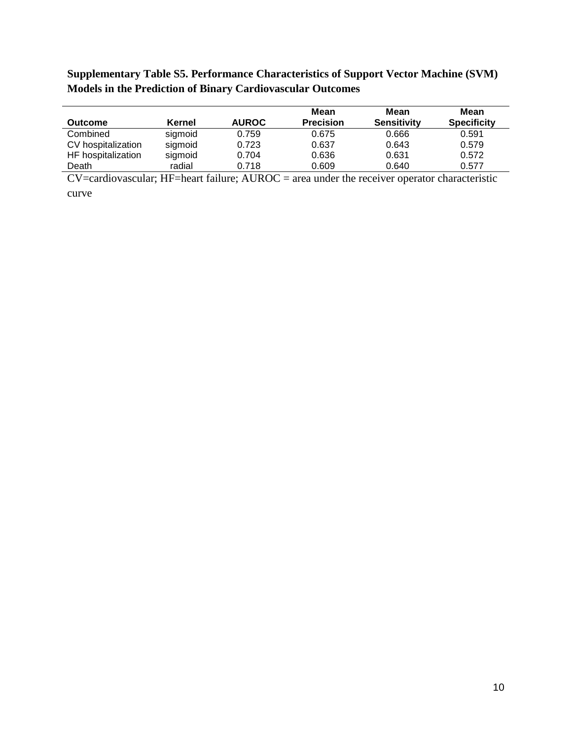**Supplementary Table S5. Performance Characteristics of Support Vector Machine (SVM) Models in the Prediction of Binary Cardiovascular Outcomes**

| Outcome | Kernel | AUROC | Mean Precision | Mean Sensitivity | Mean Specificity |
|---|---|---|---|---|---|
| Combined | sigmoid | 0.759 | 0.675 | 0.666 | 0.591 |
| CV hospitalization | sigmoid | 0.723 | 0.637 | 0.643 | 0.579 |
| HF hospitalization | sigmoid | 0.704 | 0.636 | 0.631 | 0.572 |
| Death | radial | 0.718 | 0.609 | 0.640 | 0.577 |

CV=cardiovascular; HF=heart failure; AUROC = area under the receiver operator characteristic curve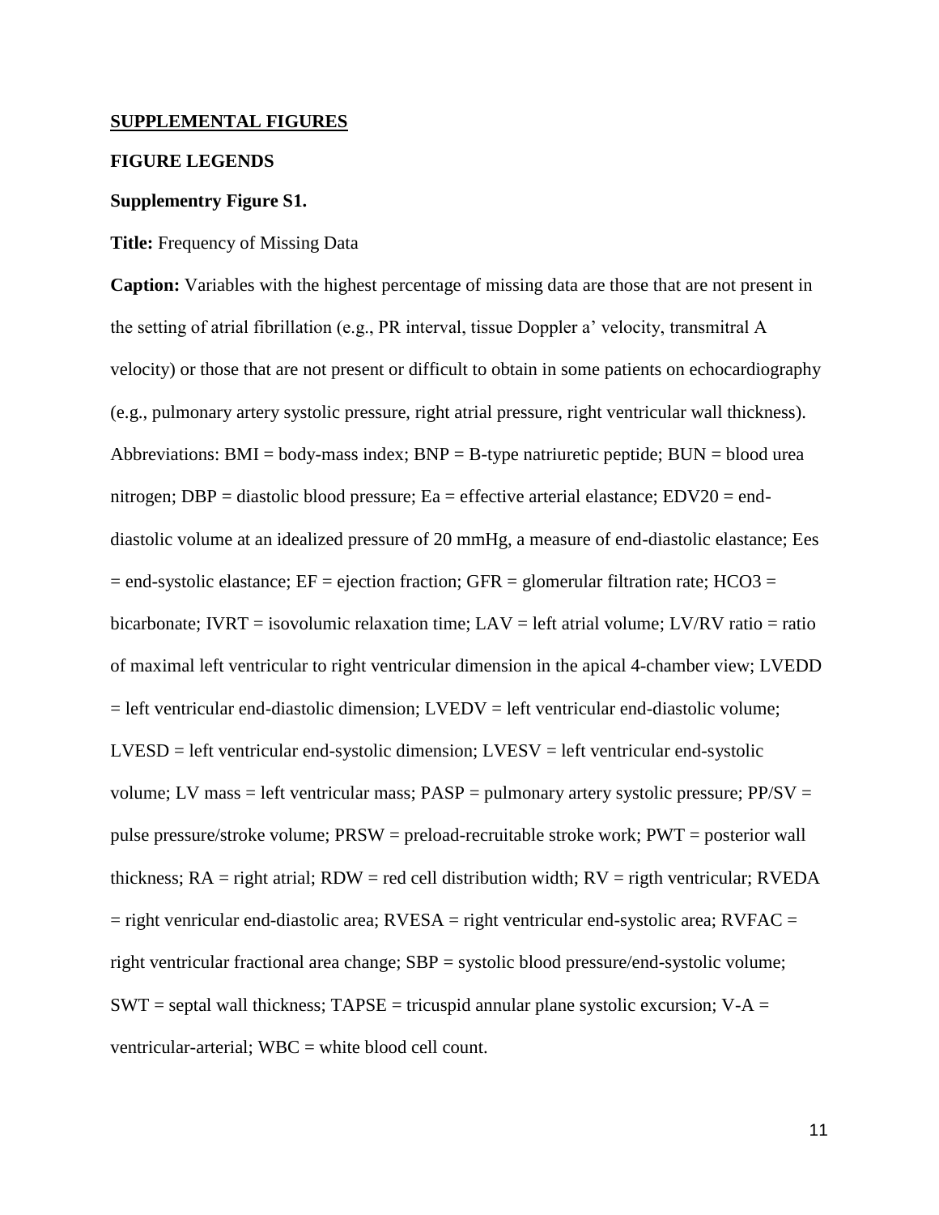**SUPPLEMENTAL FIGURES**

**FIGURE LEGENDS**

**Supplementry Figure S1.**

**Title:** Frequency of Missing Data

**Caption:** Variables with the highest percentage of missing data are those that are not present in the setting of atrial fibrillation (e.g., PR interval, tissue Doppler a' velocity, transmitral A velocity) or those that are not present or difficult to obtain in some patients on echocardiography (e.g., pulmonary artery systolic pressure, right atrial pressure, right ventricular wall thickness). Abbreviations: BMI = body-mass index; BNP = B-type natriuretic peptide; BUN = blood urea nitrogen; DBP = diastolic blood pressure; Ea = effective arterial elastance; EDV20 = end-diastolic volume at an idealized pressure of 20 mmHg, a measure of end-diastolic elastance; Ees = end-systolic elastance; EF = ejection fraction; GFR = glomerular filtration rate; HCO3 = bicarbonate; IVRT = isovolumic relaxation time; LAV = left atrial volume; LV/RV ratio = ratio of maximal left ventricular to right ventricular dimension in the apical 4-chamber view; LVEDD = left ventricular end-diastolic dimension; LVEDV = left ventricular end-diastolic volume; LVESD = left ventricular end-systolic dimension; LVESV = left ventricular end-systolic volume; LV mass = left ventricular mass; PASP = pulmonary artery systolic pressure; PP/SV = pulse pressure/stroke volume; PRSW = preload-recruitable stroke work; PWT = posterior wall thickness; RA = right atrial; RDW = red cell distribution width; RV = rigth ventricular; RVEDA = right venricular end-diastolic area; RVESA = right ventricular end-systolic area; RVFAC = right ventricular fractional area change; SBP = systolic blood pressure/end-systolic volume; SWT = septal wall thickness; TAPSE = tricuspid annular plane systolic excursion; V-A = ventricular-arterial; WBC = white blood cell count.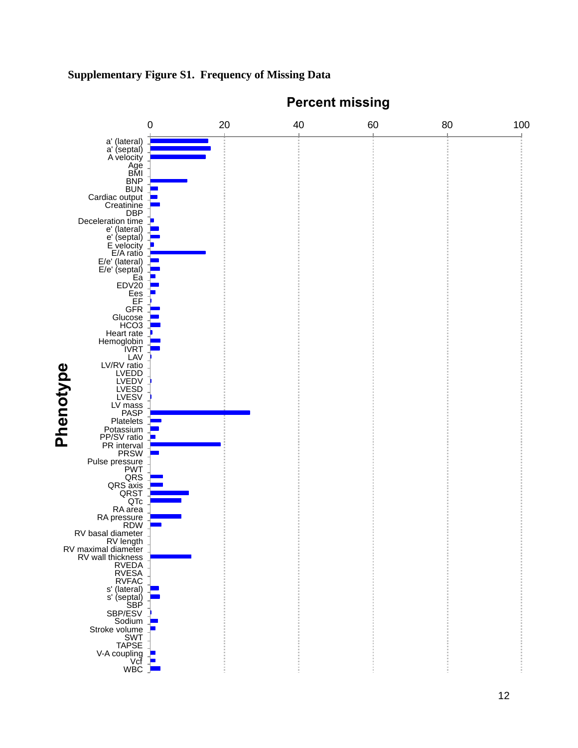**Supplementary Figure S1. Frequency of Missing Data**

Percent missing

0
20
40
60
80
100

Phenotype

a' (lateral)
a' (septal)
A velocity
Age
BMI
BNP
BUN
Cardiac output
Creatinine
DBP
Deceleration time
e' (lateral)
e' (septal)
E velocity
E/A ratio
E/e' (lateral)
E/e' (septal)
Ea
EDV20
Ees
EF
GFR
Glucose
HCO3
Heart rate
Hemoglobin
IVRT
LAV
LV/RV ratio
LVEDD
LVEDV
LVESD
LVESV
LV mass
PASP
Platelets
Potassium
PP/SV ratio
PR interval
PRSW
Pulse pressure
PWT
QRS
QRS axis
QRST
QTc
RA area
RA pressure
RDW
RV basal diameter
RV length
RV maximal diameter
RV wall thickness
RVEDA
RVESA
RVFAC
s' (lateral)
s' (septal)
SBP
SBP/ESV
Sodium
Stroke volume
SWT
TAPSE
V-A coupling
Vcf
WBC